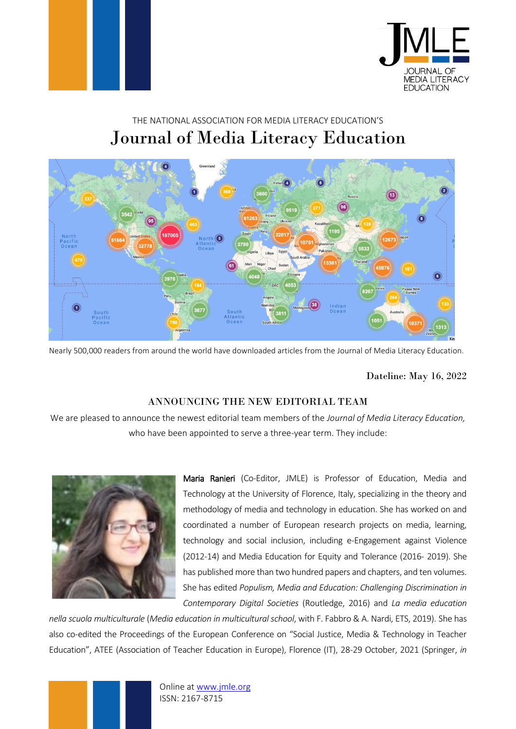THE NATIONAL ASSOCIATION FOR MEDIA LITERACY EDUCATION'S

# Journal of Media Literacy Education

Nearly 500,000 readers from around the world have downloaded articles from the Journal of Media Literacy Education.

Dateline: May 16, 2022

## ANNOUNCING THE NEW EDITORIAL TEAM

We are pleased to announce the newest editorial team members of the *Journal of Media Literacy Education,* who have been appointed to serve a three-year term. They include:

**Maria Ranieri** (Co-Editor, JMLE) is Professor of Education, Media and Technology at the University of Florence, Italy, specializing in the theory and methodology of media and technology in education. She has worked on and coordinated a number of European research projects on media, learning, technology and social inclusion, including e-Engagement against Violence (2012-14) and Media Education for Equity and Tolerance (2016- 2019). She has published more than two hundred papers and chapters, and ten volumes. She has edited *Populism, Media and Education: Challenging Discrimination in Contemporary Digital Societies* (Routledge, 2016) and *La media education nella scuola multiculturale* (*Media education in multicultural school*, with F. Fabbro & A. Nardi, ETS, 2019). She has also co-edited the Proceedings of the European Conference on "Social Justice, Media & Technology in Teacher Education", ATEE (Association of Teacher Education in Europe), Florence (IT), 28-29 October, 2021 (Springer, *in*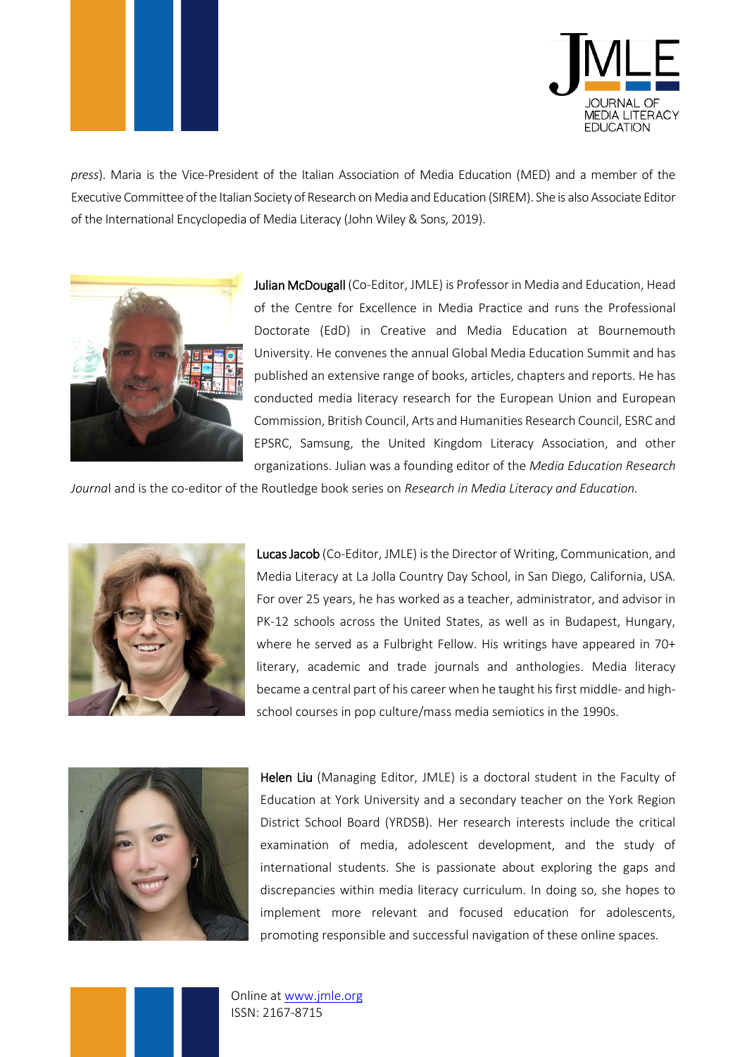*press*). Maria is the Vice-President of the Italian Association of Media Education (MED) and a member of the Executive Committee of the Italian Society of Research on Media and Education (SIREM). She is also Associate Editor of the International Encyclopedia of Media Literacy (John Wiley & Sons, 2019).

Julian McDougall (Co-Editor, JMLE) is Professor in Media and Education, Head of the Centre for Excellence in Media Practice and runs the Professional Doctorate (EdD) in Creative and Media Education at Bournemouth University. He convenes the annual Global Media Education Summit and has published an extensive range of books, articles, chapters and reports. He has conducted media literacy research for the European Union and European Commission, British Council, Arts and Humanities Research Council, ESRC and EPSRC, Samsung, the United Kingdom Literacy Association, and other organizations. Julian was a founding editor of the *Media Education Research Journal* and is the co-editor of the Routledge book series on *Research in Media Literacy and Education.*

Lucas Jacob (Co-Editor, JMLE) is the Director of Writing, Communication, and Media Literacy at La Jolla Country Day School, in San Diego, California, USA. For over 25 years, he has worked as a teacher, administrator, and advisor in PK-12 schools across the United States, as well as in Budapest, Hungary, where he served as a Fulbright Fellow. His writings have appeared in 70+ literary, academic and trade journals and anthologies. Media literacy became a central part of his career when he taught his first middle- and high-school courses in pop culture/mass media semiotics in the 1990s.

Helen Liu (Managing Editor, JMLE) is a doctoral student in the Faculty of Education at York University and a secondary teacher on the York Region District School Board (YRDSB). Her research interests include the critical examination of media, adolescent development, and the study of international students. She is passionate about exploring the gaps and discrepancies within media literacy curriculum. In doing so, she hopes to implement more relevant and focused education for adolescents, promoting responsible and successful navigation of these online spaces.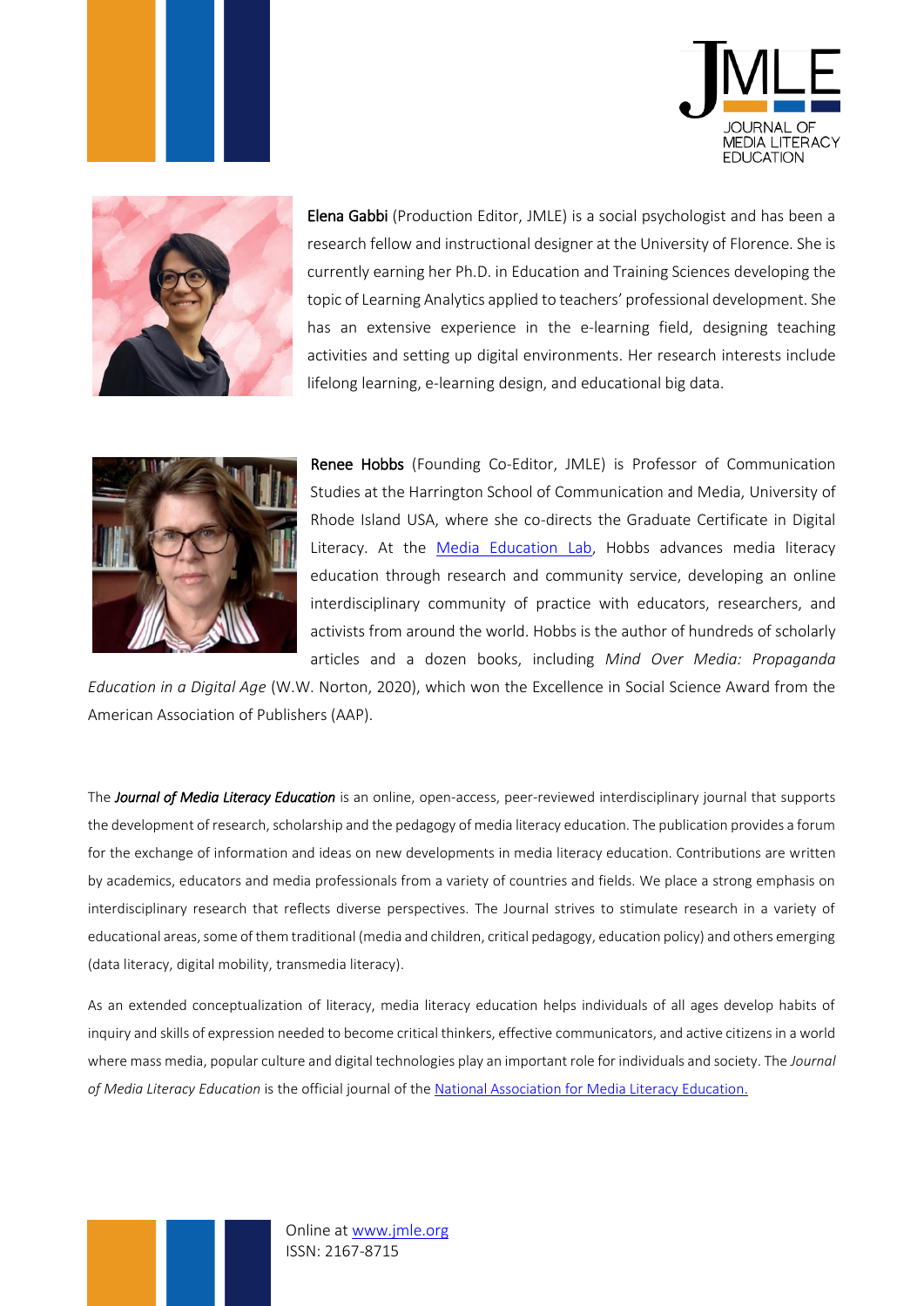**Elena Gabbi** (Production Editor, JMLE) is a social psychologist and has been a research fellow and instructional designer at the University of Florence. She is currently earning her Ph.D. in Education and Training Sciences developing the topic of Learning Analytics applied to teachers' professional development. She has an extensive experience in the e-learning field, designing teaching activities and setting up digital environments. Her research interests include lifelong learning, e-learning design, and educational big data.

**Renee Hobbs** (Founding Co-Editor, JMLE) is Professor of Communication Studies at the Harrington School of Communication and Media, University of Rhode Island USA, where she co-directs the Graduate Certificate in Digital Literacy. At the Media Education Lab, Hobbs advances media literacy education through research and community service, developing an online interdisciplinary community of practice with educators, researchers, and activists from around the world. Hobbs is the author of hundreds of scholarly articles and a dozen books, including *Mind Over Media: Propaganda Education in a Digital Age* (W.W. Norton, 2020), which won the Excellence in Social Science Award from the American Association of Publishers (AAP).

The ***Journal of Media Literacy Education*** is an online, open-access, peer-reviewed interdisciplinary journal that supports the development of research, scholarship and the pedagogy of media literacy education. The publication provides a forum for the exchange of information and ideas on new developments in media literacy education. Contributions are written by academics, educators and media professionals from a variety of countries and fields. We place a strong emphasis on interdisciplinary research that reflects diverse perspectives. The Journal strives to stimulate research in a variety of educational areas, some of them traditional (media and children, critical pedagogy, education policy) and others emerging (data literacy, digital mobility, transmedia literacy).

As an extended conceptualization of literacy, media literacy education helps individuals of all ages develop habits of inquiry and skills of expression needed to become critical thinkers, effective communicators, and active citizens in a world where mass media, popular culture and digital technologies play an important role for individuals and society. The *Journal of Media Literacy Education* is the official journal of the National Association for Media Literacy Education.

Online at www.jmle.org
ISSN: 2167-8715